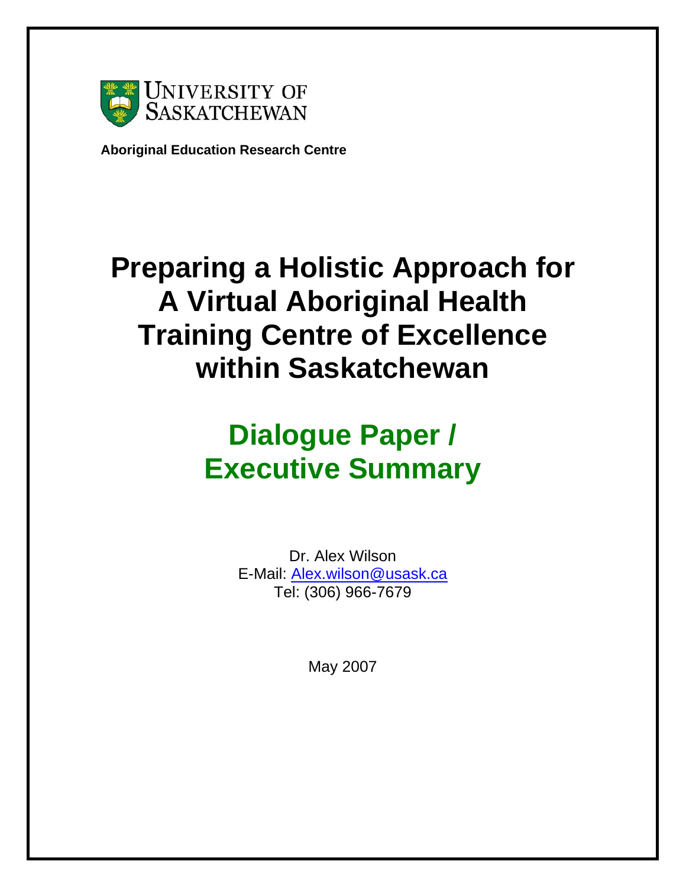UNIVERSITY OF SASKATCHEWAN

**Aboriginal Education Research Centre**

# Preparing a Holistic Approach for A Virtual Aboriginal Health Training Centre of Excellence within Saskatchewan

## Dialogue Paper / Executive Summary

Dr. Alex Wilson
E-Mail: Alex.wilson@usask.ca
Tel: (306) 966-7679

May 2007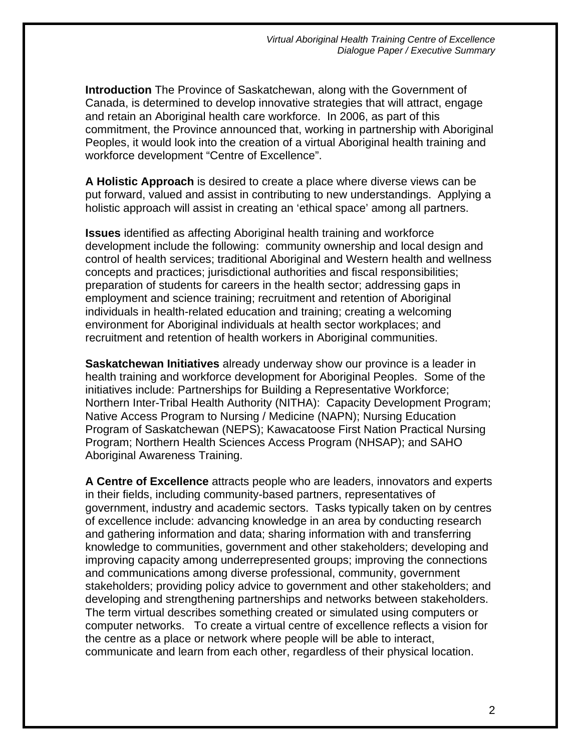**Introduction** The Province of Saskatchewan, along with the Government of Canada, is determined to develop innovative strategies that will attract, engage and retain an Aboriginal health care workforce. In 2006, as part of this commitment, the Province announced that, working in partnership with Aboriginal Peoples, it would look into the creation of a virtual Aboriginal health training and workforce development "Centre of Excellence".

**A Holistic Approach** is desired to create a place where diverse views can be put forward, valued and assist in contributing to new understandings. Applying a holistic approach will assist in creating an 'ethical space' among all partners.

**Issues** identified as affecting Aboriginal health training and workforce development include the following: community ownership and local design and control of health services; traditional Aboriginal and Western health and wellness concepts and practices; jurisdictional authorities and fiscal responsibilities; preparation of students for careers in the health sector; addressing gaps in employment and science training; recruitment and retention of Aboriginal individuals in health-related education and training; creating a welcoming environment for Aboriginal individuals at health sector workplaces; and recruitment and retention of health workers in Aboriginal communities.

**Saskatchewan Initiatives** already underway show our province is a leader in health training and workforce development for Aboriginal Peoples. Some of the initiatives include: Partnerships for Building a Representative Workforce; Northern Inter-Tribal Health Authority (NITHA): Capacity Development Program; Native Access Program to Nursing / Medicine (NAPN); Nursing Education Program of Saskatchewan (NEPS); Kawacatoose First Nation Practical Nursing Program; Northern Health Sciences Access Program (NHSAP); and SAHO Aboriginal Awareness Training.

**A Centre of Excellence** attracts people who are leaders, innovators and experts in their fields, including community-based partners, representatives of government, industry and academic sectors. Tasks typically taken on by centres of excellence include: advancing knowledge in an area by conducting research and gathering information and data; sharing information with and transferring knowledge to communities, government and other stakeholders; developing and improving capacity among underrepresented groups; improving the connections and communications among diverse professional, community, government stakeholders; providing policy advice to government and other stakeholders; and developing and strengthening partnerships and networks between stakeholders. The term virtual describes something created or simulated using computers or computer networks. To create a virtual centre of excellence reflects a vision for the centre as a place or network where people will be able to interact, communicate and learn from each other, regardless of their physical location.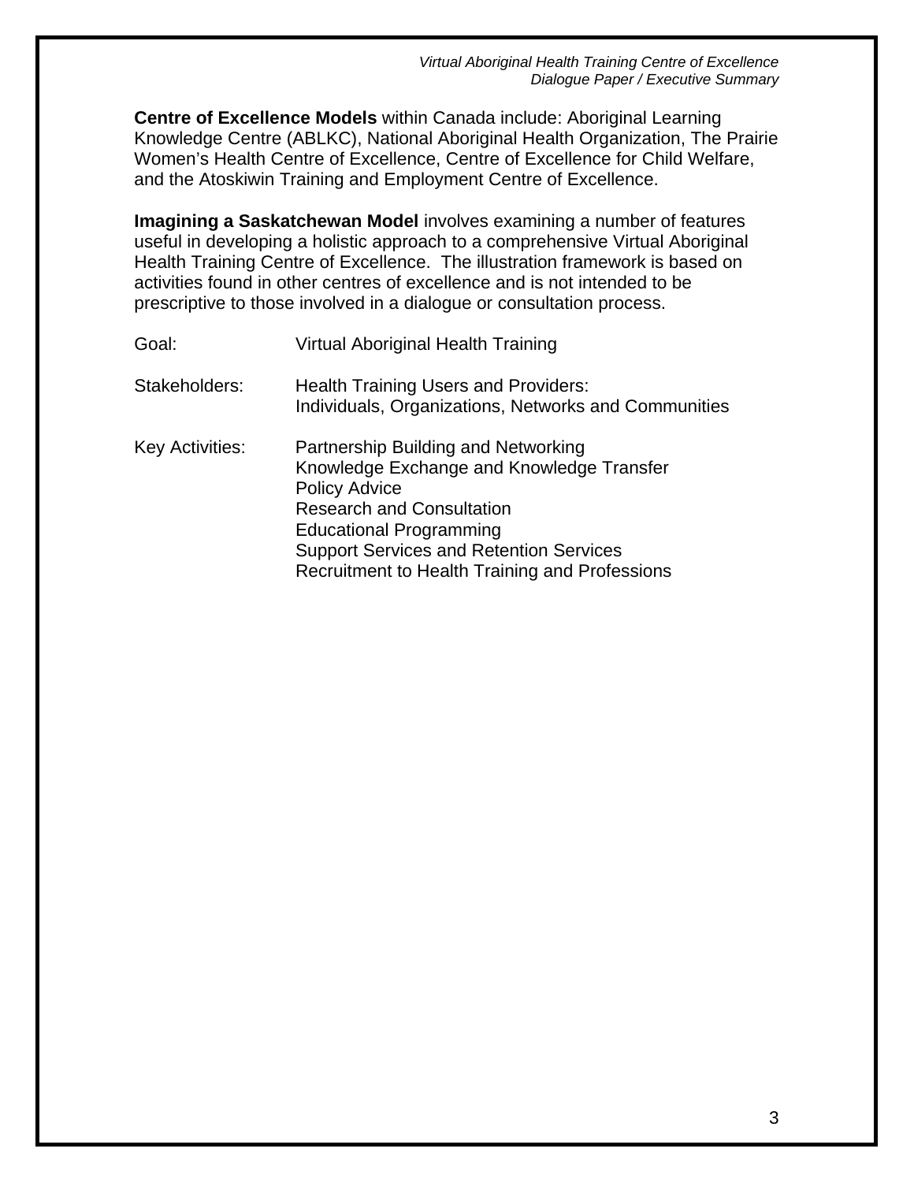**Centre of Excellence Models** within Canada include: Aboriginal Learning Knowledge Centre (ABLKC), National Aboriginal Health Organization, The Prairie Women's Health Centre of Excellence, Centre of Excellence for Child Welfare, and the Atoskiwin Training and Employment Centre of Excellence.

**Imagining a Saskatchewan Model** involves examining a number of features useful in developing a holistic approach to a comprehensive Virtual Aboriginal Health Training Centre of Excellence. The illustration framework is based on activities found in other centres of excellence and is not intended to be prescriptive to those involved in a dialogue or consultation process.

| | |
|---|---|
| Goal: | Virtual Aboriginal Health Training |
| Stakeholders: | Health Training Users and Providers:<br>Individuals, Organizations, Networks and Communities |
| Key Activities: | Partnership Building and Networking<br>Knowledge Exchange and Knowledge Transfer<br>Policy Advice<br>Research and Consultation<br>Educational Programming<br>Support Services and Retention Services<br>Recruitment to Health Training and Professions |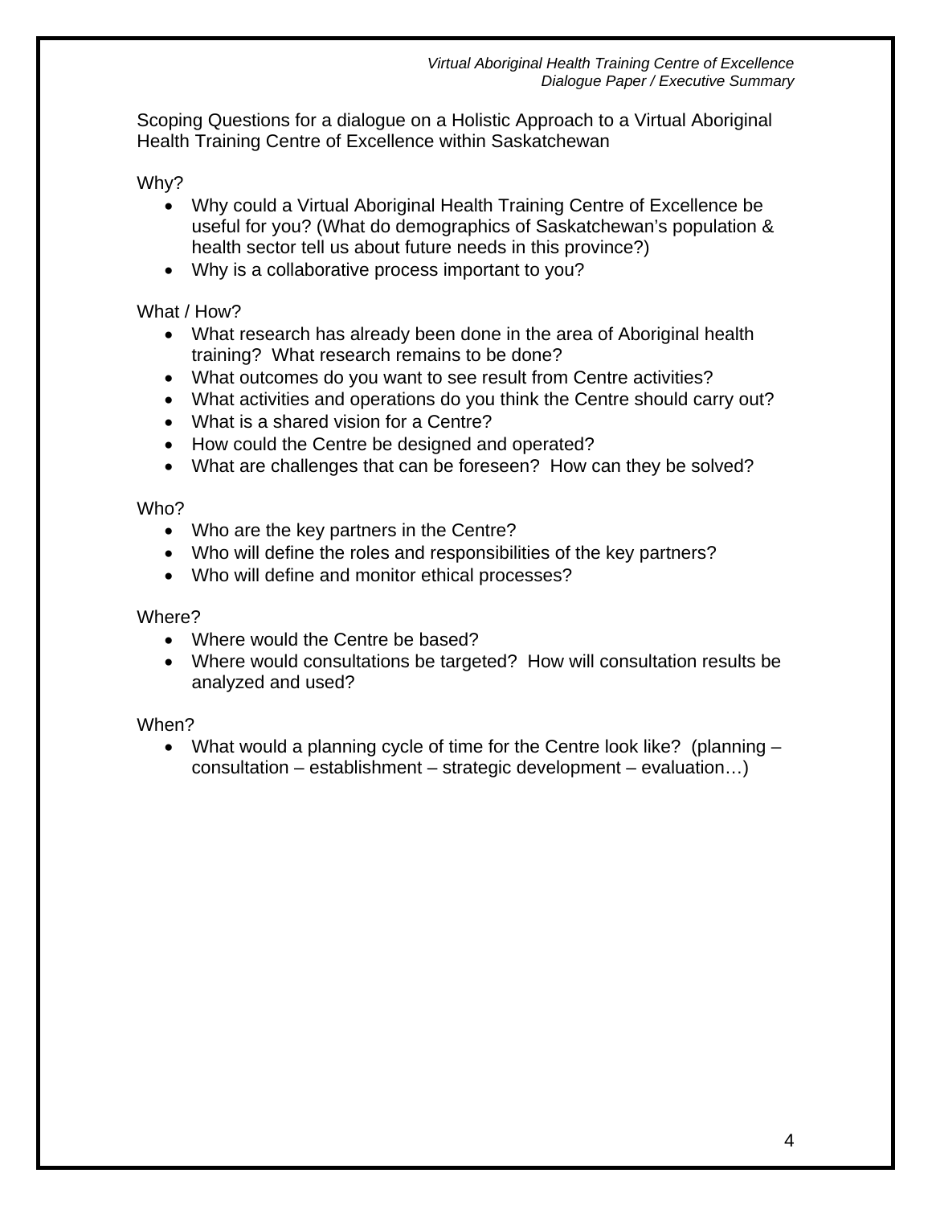Scoping Questions for a dialogue on a Holistic Approach to a Virtual Aboriginal Health Training Centre of Excellence within Saskatchewan

Why?

- Why could a Virtual Aboriginal Health Training Centre of Excellence be useful for you? (What do demographics of Saskatchewan's population & health sector tell us about future needs in this province?)
- Why is a collaborative process important to you?

What / How?

- What research has already been done in the area of Aboriginal health training? What research remains to be done?
- What outcomes do you want to see result from Centre activities?
- What activities and operations do you think the Centre should carry out?
- What is a shared vision for a Centre?
- How could the Centre be designed and operated?
- What are challenges that can be foreseen? How can they be solved?

Who?

- Who are the key partners in the Centre?
- Who will define the roles and responsibilities of the key partners?
- Who will define and monitor ethical processes?

Where?

- Where would the Centre be based?
- Where would consultations be targeted? How will consultation results be analyzed and used?

When?

- What would a planning cycle of time for the Centre look like? (planning – consultation – establishment – strategic development – evaluation…)